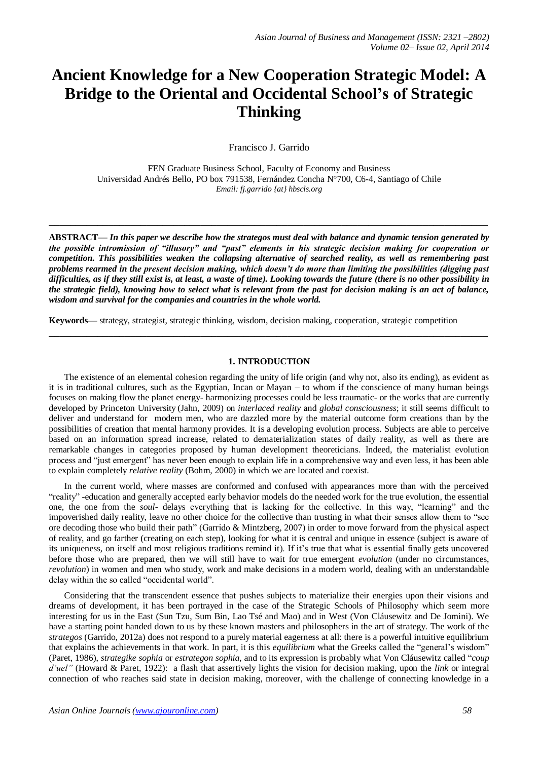# Ancient Knowledge for a New Cooperation Strategic Model: A Bridge to the Oriental and Occidental School's of Strategic Thinking

Francisco J. Garrido

FEN Graduate Business School, Faculty of Economy and Business
Universidad Andrés Bello, PO box 791538, Fernández Concha N°700, C6-4, Santiago of Chile
*Email: fj.garrido {at} hbscls.org*

---

**ABSTRACT— *In this paper we describe how the strategos must deal with balance and dynamic tension generated by the possible intromission of "illusory" and "past" elements in his strategic decision making for cooperation or competition. This possibilities weaken the collapsing alternative of searched reality, as well as remembering past problems rearmed in the present decision making, which doesn't do more than limiting the possibilities (digging past difficulties, as if they still exist is, at least, a waste of time). Looking towards the future (there is no other possibility in the strategic field), knowing how to select what is relevant from the past for decision making is an act of balance, wisdom and survival for the companies and countries in the whole world.***

**Keywords—** strategy, strategist, strategic thinking, wisdom, decision making, cooperation, strategic competition

---

## 1. INTRODUCTION

The existence of an elemental cohesion regarding the unity of life origin (and why not, also its ending), as evident as it is in traditional cultures, such as the Egyptian, Incan or Mayan – to whom if the conscience of many human beings focuses on making flow the planet energy- harmonizing processes could be less traumatic- or the works that are currently developed by Princeton University (Jahn, 2009) on *interlaced reality* and *global consciousness*; it still seems difficult to deliver and understand for modern men, who are dazzled more by the material outcome form creations than by the possibilities of creation that mental harmony provides. It is a developing evolution process. Subjects are able to perceive based on an information spread increase, related to dematerialization states of daily reality, as well as there are remarkable changes in categories proposed by human development theoreticians. Indeed, the materialist evolution process and "just emergent" has never been enough to explain life in a comprehensive way and even less, it has been able to explain completely *relative reality* (Bohm, 2000) in which we are located and coexist.

In the current world, where masses are conformed and confused with appearances more than with the perceived "reality" -education and generally accepted early behavior models do the needed work for the true evolution, the essential one, the one from the *soul*- delays everything that is lacking for the collective. In this way, "learning" and the impoverished daily reality, leave no other choice for the collective than trusting in what their senses allow them to "see ore decoding those who build their path" (Garrido & Mintzberg, 2007) in order to move forward from the physical aspect of reality, and go farther (creating on each step), looking for what it is central and unique in essence (subject is aware of its uniqueness, on itself and most religious traditions remind it). If it's true that what is essential finally gets uncovered before those who are prepared, then we will still have to wait for true emergent *evolution* (under no circumstances, *revolution*) in women and men who study, work and make decisions in a modern world, dealing with an understandable delay within the so called "occidental world".

Considering that the transcendent essence that pushes subjects to materialize their energies upon their visions and dreams of development, it has been portrayed in the case of the Strategic Schools of Philosophy which seem more interesting for us in the East (Sun Tzu, Sum Bin, Lao Tsé and Mao) and in West (Von Cláusewitz and De Jomini). We have a starting point handed down to us by these known masters and philosophers in the art of strategy. The work of the *strategos* (Garrido, 2012a) does not respond to a purely material eagerness at all: there is a powerful intuitive equilibrium that explains the achievements in that work. In part, it is this *equilibrium* what the Greeks called the "general's wisdom" (Paret, 1986), *strategike sophia* or *estrategon sophia*, and to its expression is probably what Von Cláusewitz called "*coup d'uel"* (Howard & Paret, 1922): a flash that assertively lights the vision for decision making, upon the *link* or integral connection of who reaches said state in decision making, moreover, with the challenge of connecting knowledge in a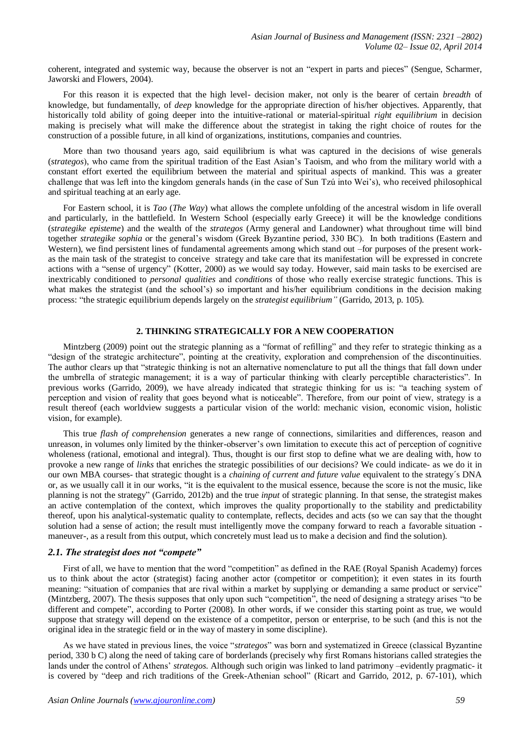coherent, integrated and systemic way, because the observer is not an "expert in parts and pieces" (Sengue, Scharmer, Jaworski and Flowers, 2004).

For this reason it is expected that the high level- decision maker, not only is the bearer of certain *breadth* of knowledge, but fundamentally, of *deep* knowledge for the appropriate direction of his/her objectives. Apparently, that historically told ability of going deeper into the intuitive-rational or material-spiritual *right equilibrium* in decision making is precisely what will make the difference about the strategist in taking the right choice of routes for the construction of a possible future, in all kind of organizations, institutions, companies and countries.

More than two thousand years ago, said equilibrium is what was captured in the decisions of wise generals (*strategos*), who came from the spiritual tradition of the East Asian's Taoism, and who from the military world with a constant effort exerted the equilibrium between the material and spiritual aspects of mankind. This was a greater challenge that was left into the kingdom generals hands (in the case of Sun Tzú into Wei's), who received philosophical and spiritual teaching at an early age.

For Eastern school, it is *Tao* (*The Way*) what allows the complete unfolding of the ancestral wisdom in life overall and particularly, in the battlefield. In Western School (especially early Greece) it will be the knowledge conditions (*strategike episteme*) and the wealth of the *strategos* (Army general and Landowner) what throughout time will bind together *strategike sophia* or the general's wisdom (Greek Byzantine period, 330 BC). In both traditions (Eastern and Western), we find persistent lines of fundamental agreements among which stand out –for purposes of the present work- as the main task of the strategist to conceive strategy and take care that its manifestation will be expressed in concrete actions with a "sense of urgency" (Kotter, 2000) as we would say today. However, said main tasks to be exercised are inextricably conditioned to *personal qualities* and *conditions* of those who really exercise strategic functions. This is what makes the strategist (and the school's) so important and his/her equilibrium conditions in the decision making process: "the strategic equilibrium depends largely on the *strategist equilibrium"* (Garrido, 2013, p. 105).

## 2. THINKING STRATEGICALLY FOR A NEW COOPERATION

Mintzberg (2009) point out the strategic planning as a "format of refilling" and they refer to strategic thinking as a "design of the strategic architecture", pointing at the creativity, exploration and comprehension of the discontinuities. The author clears up that "strategic thinking is not an alternative nomenclature to put all the things that fall down under the umbrella of strategic management; it is a way of particular thinking with clearly perceptible characteristics". In previous works (Garrido, 2009), we have already indicated that strategic thinking for us is: "a teaching system of perception and vision of reality that goes beyond what is noticeable". Therefore, from our point of view, strategy is a result thereof (each worldview suggests a particular vision of the world: mechanic vision, economic vision, holistic vision, for example).

This true *flash of comprehension* generates a new range of connections, similarities and differences, reason and unreason, in volumes only limited by the thinker-observer's own limitation to execute this act of perception of cognitive wholeness (rational, emotional and integral). Thus, thought is our first stop to define what we are dealing with, how to provoke a new range of *links* that enriches the strategic possibilities of our decisions? We could indicate- as we do it in our own MBA courses- that strategic thought is a *chaining of current and future value* equivalent to the strategy´s DNA or, as we usually call it in our works, "it is the equivalent to the musical essence, because the score is not the music, like planning is not the strategy" (Garrido, 2012b) and the true *input* of strategic planning. In that sense, the strategist makes an active contemplation of the context, which improves the quality proportionally to the stability and predictability thereof, upon his analytical-systematic quality to contemplate, reflects, decides and acts (so we can say that the thought solution had a sense of action; the result must intelligently move the company forward to reach a favorable situation - maneuver-, as a result from this output, which concretely must lead us to make a decision and find the solution).

### *2.1. The strategist does not "compete"*

First of all, we have to mention that the word "competition" as defined in the RAE (Royal Spanish Academy) forces us to think about the actor (strategist) facing another actor (competitor or competition); it even states in its fourth meaning: "situation of companies that are rival within a market by supplying or demanding a same product or service" (Mintzberg, 2007). The thesis supposes that only upon such "competition", the need of designing a strategy arises "to be different and compete", according to Porter (2008). In other words, if we consider this starting point as true, we would suppose that strategy will depend on the existence of a competitor, person or enterprise, to be such (and this is not the original idea in the strategic field or in the way of mastery in some discipline).

As we have stated in previous lines, the voice "*strategos*" was born and systematized in Greece (classical Byzantine period, 330 b C) along the need of taking care of borderlands (precisely why first Romans historians called strategies the lands under the control of Athens' *strategos.* Although such origin was linked to land patrimony –evidently pragmatic- it is covered by "deep and rich traditions of the Greek-Athenian school" (Ricart and Garrido, 2012, p. 67-101), which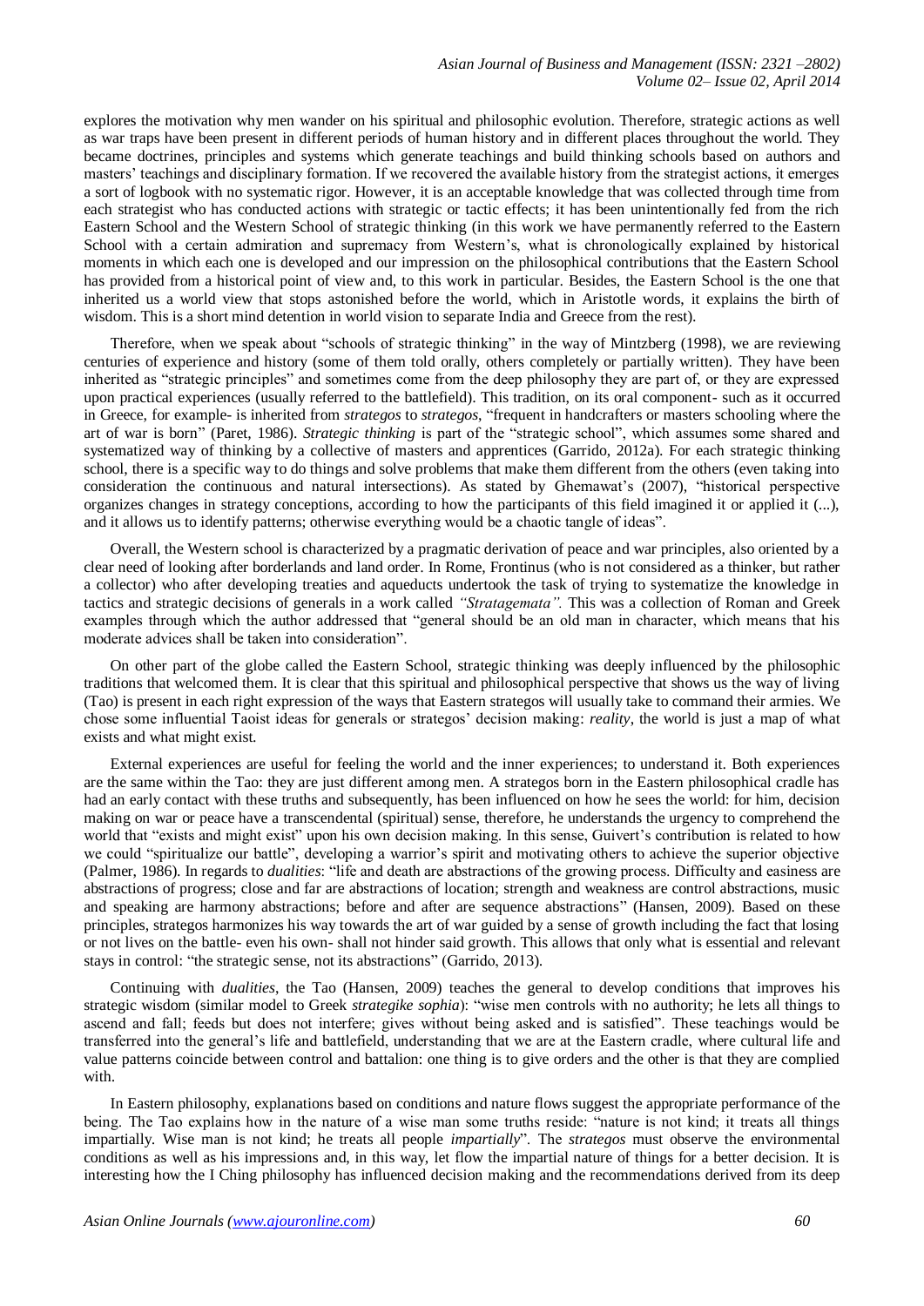explores the motivation why men wander on his spiritual and philosophic evolution. Therefore, strategic actions as well as war traps have been present in different periods of human history and in different places throughout the world. They became doctrines, principles and systems which generate teachings and build thinking schools based on authors and masters' teachings and disciplinary formation. If we recovered the available history from the strategist actions, it emerges a sort of logbook with no systematic rigor. However, it is an acceptable knowledge that was collected through time from each strategist who has conducted actions with strategic or tactic effects; it has been unintentionally fed from the rich Eastern School and the Western School of strategic thinking (in this work we have permanently referred to the Eastern School with a certain admiration and supremacy from Western's, what is chronologically explained by historical moments in which each one is developed and our impression on the philosophical contributions that the Eastern School has provided from a historical point of view and, to this work in particular. Besides, the Eastern School is the one that inherited us a world view that stops astonished before the world, which in Aristotle words, it explains the birth of wisdom. This is a short mind detention in world vision to separate India and Greece from the rest).

Therefore, when we speak about "schools of strategic thinking" in the way of Mintzberg (1998), we are reviewing centuries of experience and history (some of them told orally, others completely or partially written). They have been inherited as "strategic principles" and sometimes come from the deep philosophy they are part of, or they are expressed upon practical experiences (usually referred to the battlefield). This tradition, on its oral component- such as it occurred in Greece, for example- is inherited from *strategos* to *strategos*, "frequent in handcrafters or masters schooling where the art of war is born" (Paret, 1986). *Strategic thinking* is part of the "strategic school", which assumes some shared and systematized way of thinking by a collective of masters and apprentices (Garrido, 2012a). For each strategic thinking school, there is a specific way to do things and solve problems that make them different from the others (even taking into consideration the continuous and natural intersections). As stated by Ghemawat's (2007), "historical perspective organizes changes in strategy conceptions, according to how the participants of this field imagined it or applied it (...), and it allows us to identify patterns; otherwise everything would be a chaotic tangle of ideas".

Overall, the Western school is characterized by a pragmatic derivation of peace and war principles, also oriented by a clear need of looking after borderlands and land order. In Rome, Frontinus (who is not considered as a thinker, but rather a collector) who after developing treaties and aqueducts undertook the task of trying to systematize the knowledge in tactics and strategic decisions of generals in a work called *"Stratagemata".* This was a collection of Roman and Greek examples through which the author addressed that "general should be an old man in character, which means that his moderate advices shall be taken into consideration".

On other part of the globe called the Eastern School, strategic thinking was deeply influenced by the philosophic traditions that welcomed them. It is clear that this spiritual and philosophical perspective that shows us the way of living (Tao) is present in each right expression of the ways that Eastern strategos will usually take to command their armies. We chose some influential Taoist ideas for generals or strategos' decision making: *reality*, the world is just a map of what exists and what might exist.

External experiences are useful for feeling the world and the inner experiences; to understand it. Both experiences are the same within the Tao: they are just different among men. A strategos born in the Eastern philosophical cradle has had an early contact with these truths and subsequently, has been influenced on how he sees the world: for him, decision making on war or peace have a transcendental (spiritual) sense, therefore, he understands the urgency to comprehend the world that "exists and might exist" upon his own decision making. In this sense, Guivert's contribution is related to how we could "spiritualize our battle", developing a warrior's spirit and motivating others to achieve the superior objective (Palmer, 1986). In regards to *dualities*: "life and death are abstractions of the growing process. Difficulty and easiness are abstractions of progress; close and far are abstractions of location; strength and weakness are control abstractions, music and speaking are harmony abstractions; before and after are sequence abstractions" (Hansen, 2009). Based on these principles, strategos harmonizes his way towards the art of war guided by a sense of growth including the fact that losing or not lives on the battle- even his own- shall not hinder said growth. This allows that only what is essential and relevant stays in control: "the strategic sense, not its abstractions" (Garrido, 2013).

Continuing with *dualities*, the Tao (Hansen, 2009) teaches the general to develop conditions that improves his strategic wisdom (similar model to Greek *strategike sophia*): "wise men controls with no authority; he lets all things to ascend and fall; feeds but does not interfere; gives without being asked and is satisfied". These teachings would be transferred into the general's life and battlefield, understanding that we are at the Eastern cradle, where cultural life and value patterns coincide between control and battalion: one thing is to give orders and the other is that they are complied with.

In Eastern philosophy, explanations based on conditions and nature flows suggest the appropriate performance of the being. The Tao explains how in the nature of a wise man some truths reside: "nature is not kind; it treats all things impartially. Wise man is not kind; he treats all people *impartially*". The *strategos* must observe the environmental conditions as well as his impressions and, in this way, let flow the impartial nature of things for a better decision. It is interesting how the I Ching philosophy has influenced decision making and the recommendations derived from its deep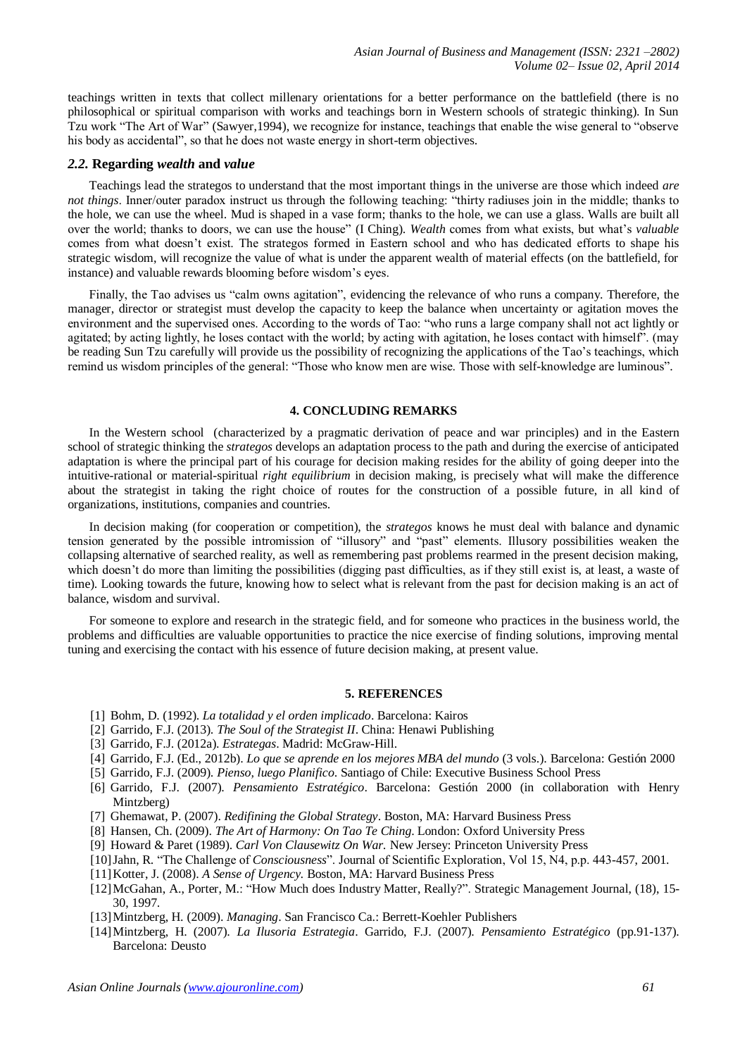teachings written in texts that collect millenary orientations for a better performance on the battlefield (there is no philosophical or spiritual comparison with works and teachings born in Western schools of strategic thinking). In Sun Tzu work "The Art of War" (Sawyer,1994), we recognize for instance, teachings that enable the wise general to "observe his body as accidental", so that he does not waste energy in short-term objectives.

### *2.2.* Regarding *wealth* and *value*

Teachings lead the strategos to understand that the most important things in the universe are those which indeed *are not things*. Inner/outer paradox instruct us through the following teaching: "thirty radiuses join in the middle; thanks to the hole, we can use the wheel. Mud is shaped in a vase form; thanks to the hole, we can use a glass. Walls are built all over the world; thanks to doors, we can use the house" (I Ching). *Wealth* comes from what exists, but what's *valuable* comes from what doesn't exist. The strategos formed in Eastern school and who has dedicated efforts to shape his strategic wisdom, will recognize the value of what is under the apparent wealth of material effects (on the battlefield, for instance) and valuable rewards blooming before wisdom's eyes.

Finally, the Tao advises us "calm owns agitation", evidencing the relevance of who runs a company. Therefore, the manager, director or strategist must develop the capacity to keep the balance when uncertainty or agitation moves the environment and the supervised ones. According to the words of Tao: "who runs a large company shall not act lightly or agitated; by acting lightly, he loses contact with the world; by acting with agitation, he loses contact with himself". (may be reading Sun Tzu carefully will provide us the possibility of recognizing the applications of the Tao's teachings, which remind us wisdom principles of the general: "Those who know men are wise. Those with self-knowledge are luminous".

## 4. CONCLUDING REMARKS

In the Western school (characterized by a pragmatic derivation of peace and war principles) and in the Eastern school of strategic thinking the *strategos* develops an adaptation process to the path and during the exercise of anticipated adaptation is where the principal part of his courage for decision making resides for the ability of going deeper into the intuitive-rational or material-spiritual *right equilibrium* in decision making, is precisely what will make the difference about the strategist in taking the right choice of routes for the construction of a possible future, in all kind of organizations, institutions, companies and countries.

In decision making (for cooperation or competition), the *strategos* knows he must deal with balance and dynamic tension generated by the possible intromission of "illusory" and "past" elements. Illusory possibilities weaken the collapsing alternative of searched reality, as well as remembering past problems rearmed in the present decision making, which doesn't do more than limiting the possibilities (digging past difficulties, as if they still exist is, at least, a waste of time). Looking towards the future, knowing how to select what is relevant from the past for decision making is an act of balance, wisdom and survival.

For someone to explore and research in the strategic field, and for someone who practices in the business world, the problems and difficulties are valuable opportunities to practice the nice exercise of finding solutions, improving mental tuning and exercising the contact with his essence of future decision making, at present value.

## 5. REFERENCES

- [1] Bohm, D. (1992). *La totalidad y el orden implicado*. Barcelona: Kairos
- [2] Garrido, F.J. (2013). *The Soul of the Strategist II*. China: Henawi Publishing
- [3] Garrido, F.J. (2012a). *Estrategas*. Madrid: McGraw-Hill.
- [4] Garrido, F.J. (Ed., 2012b). *Lo que se aprende en los mejores MBA del mundo* (3 vols.). Barcelona: Gestión 2000
- [5] Garrido, F.J. (2009). *Pienso, luego Planifico.* Santiago of Chile: Executive Business School Press
- [6] Garrido, F.J. (2007). *Pensamiento Estratégico*. Barcelona: Gestión 2000 (in collaboration with Henry Mintzberg)
- [7] Ghemawat, P. (2007). *Redifining the Global Strategy*. Boston, MA: Harvard Business Press
- [8] Hansen, Ch. (2009). *The Art of Harmony: On Tao Te Ching*. London: Oxford University Press
- [9] Howard & Paret (1989). *Carl Von Clausewitz On War.* New Jersey: Princeton University Press
- [10] Jahn, R. "The Challenge of *Consciousness*". Journal of Scientific Exploration, Vol 15, N4, p.p. 443-457, 2001.
- [11] Kotter, J. (2008). *A Sense of Urgency.* Boston, MA: Harvard Business Press
- [12] McGahan, A., Porter, M.: "How Much does Industry Matter, Really?". Strategic Management Journal, (18), 15-30, 1997.
- [13] Mintzberg, H. (2009). *Managing*. San Francisco Ca.: Berrett-Koehler Publishers
- [14] Mintzberg, H. (2007). *La Ilusoria Estrategia*. Garrido, F.J. (2007). *Pensamiento Estratégico* (pp.91-137). Barcelona: Deusto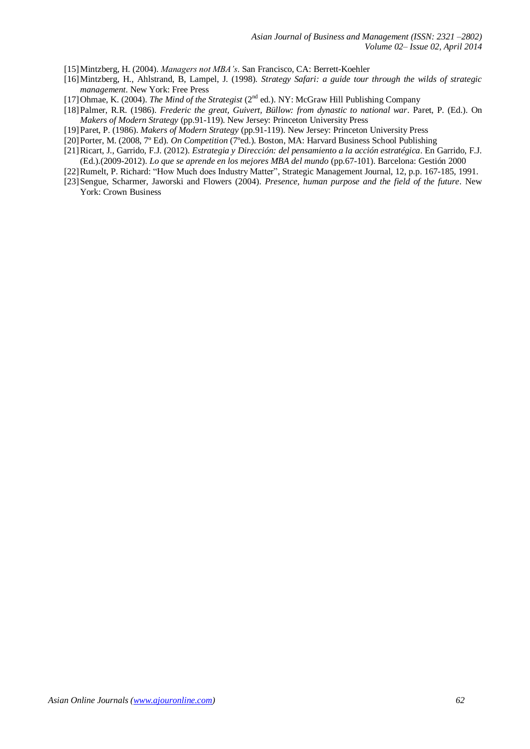[15] Mintzberg, H. (2004). *Managers not MBA's*. San Francisco, CA: Berrett-Koehler

[16] Mintzberg, H., Ahlstrand, B, Lampel, J. (1998). *Strategy Safari: a guide tour through the wilds of strategic management*. New York: Free Press

[17] Ohmae, K. (2004). *The Mind of the Strategist* (2nd ed.). NY: McGraw Hill Publishing Company

[18] Palmer, R.R. (1986). *Frederic the great, Guivert, Büllow: from dynastic to national war*. Paret, P. (Ed.). On *Makers of Modern Strategy* (pp.91-119). New Jersey: Princeton University Press

[19] Paret, P. (1986). *Makers of Modern Strategy* (pp.91-119). New Jersey: Princeton University Press

[20] Porter, M. (2008, 7º Ed). *On Competition* (7ºed.). Boston, MA: Harvard Business School Publishing

[21] Ricart, J., Garrido, F.J. (2012). *Estrategia y Dirección: del pensamiento a la acción estratégica*. En Garrido, F.J. (Ed.).(2009-2012). *Lo que se aprende en los mejores MBA del mundo* (pp.67-101). Barcelona: Gestión 2000

[22] Rumelt, P. Richard: "How Much does Industry Matter", Strategic Management Journal, 12, p.p. 167-185, 1991.

[23] Sengue, Scharmer, Jaworski and Flowers (2004). *Presence, human purpose and the field of the future*. New York: Crown Business